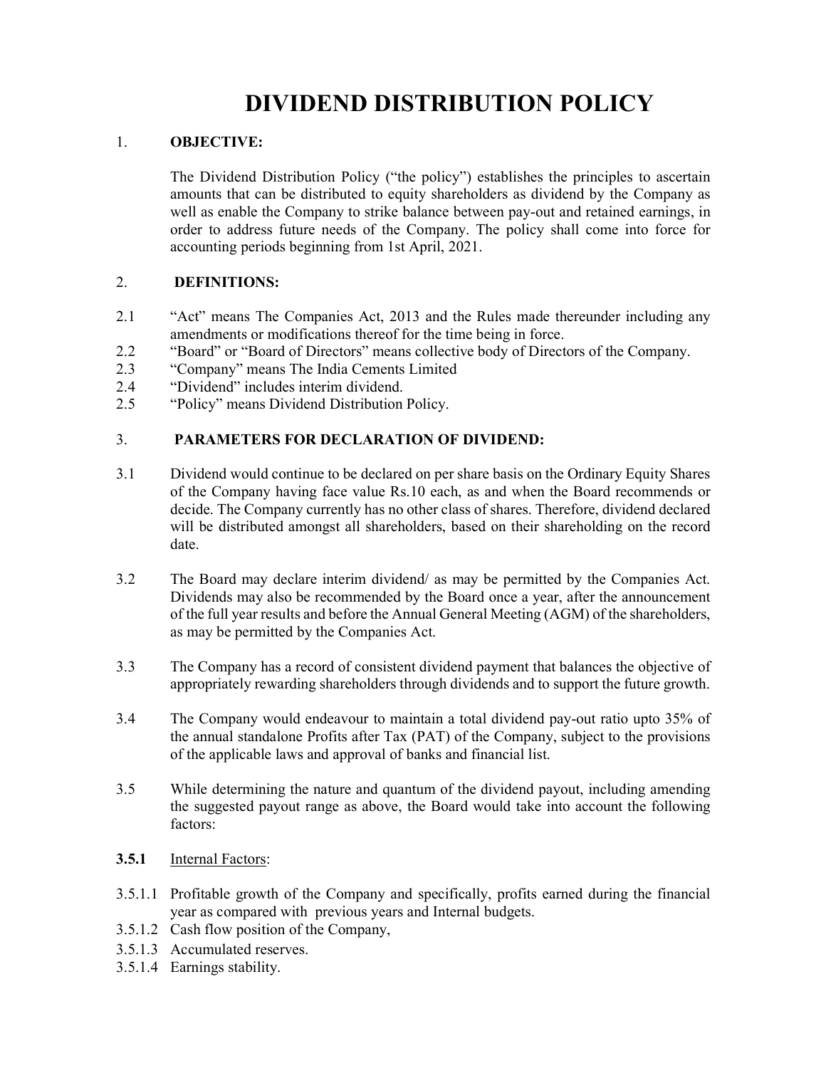# DIVIDEND DISTRIBUTION POLICY

## 1. OBJECTIVE:

The Dividend Distribution Policy ("the policy") establishes the principles to ascertain amounts that can be distributed to equity shareholders as dividend by the Company as well as enable the Company to strike balance between pay-out and retained earnings, in order to address future needs of the Company. The policy shall come into force for accounting periods beginning from 1st April, 2021.

## 2. DEFINITIONS:

2.1 "Act" means The Companies Act, 2013 and the Rules made thereunder including any amendments or modifications thereof for the time being in force.

2.2 "Board" or "Board of Directors" means collective body of Directors of the Company.

2.3 "Company" means The India Cements Limited

2.4 "Dividend" includes interim dividend.

2.5 "Policy" means Dividend Distribution Policy.

## 3. PARAMETERS FOR DECLARATION OF DIVIDEND:

3.1 Dividend would continue to be declared on per share basis on the Ordinary Equity Shares of the Company having face value Rs.10 each, as and when the Board recommends or decide. The Company currently has no other class of shares. Therefore, dividend declared will be distributed amongst all shareholders, based on their shareholding on the record date.

3.2 The Board may declare interim dividend/ as may be permitted by the Companies Act. Dividends may also be recommended by the Board once a year, after the announcement of the full year results and before the Annual General Meeting (AGM) of the shareholders, as may be permitted by the Companies Act.

3.3 The Company has a record of consistent dividend payment that balances the objective of appropriately rewarding shareholders through dividends and to support the future growth.

3.4 The Company would endeavour to maintain a total dividend pay-out ratio upto 35% of the annual standalone Profits after Tax (PAT) of the Company, subject to the provisions of the applicable laws and approval of banks and financial list.

3.5 While determining the nature and quantum of the dividend payout, including amending the suggested payout range as above, the Board would take into account the following factors:

**3.5.1** Internal Factors:

3.5.1.1 Profitable growth of the Company and specifically, profits earned during the financial year as compared with previous years and Internal budgets.

3.5.1.2 Cash flow position of the Company,

3.5.1.3 Accumulated reserves.

3.5.1.4 Earnings stability.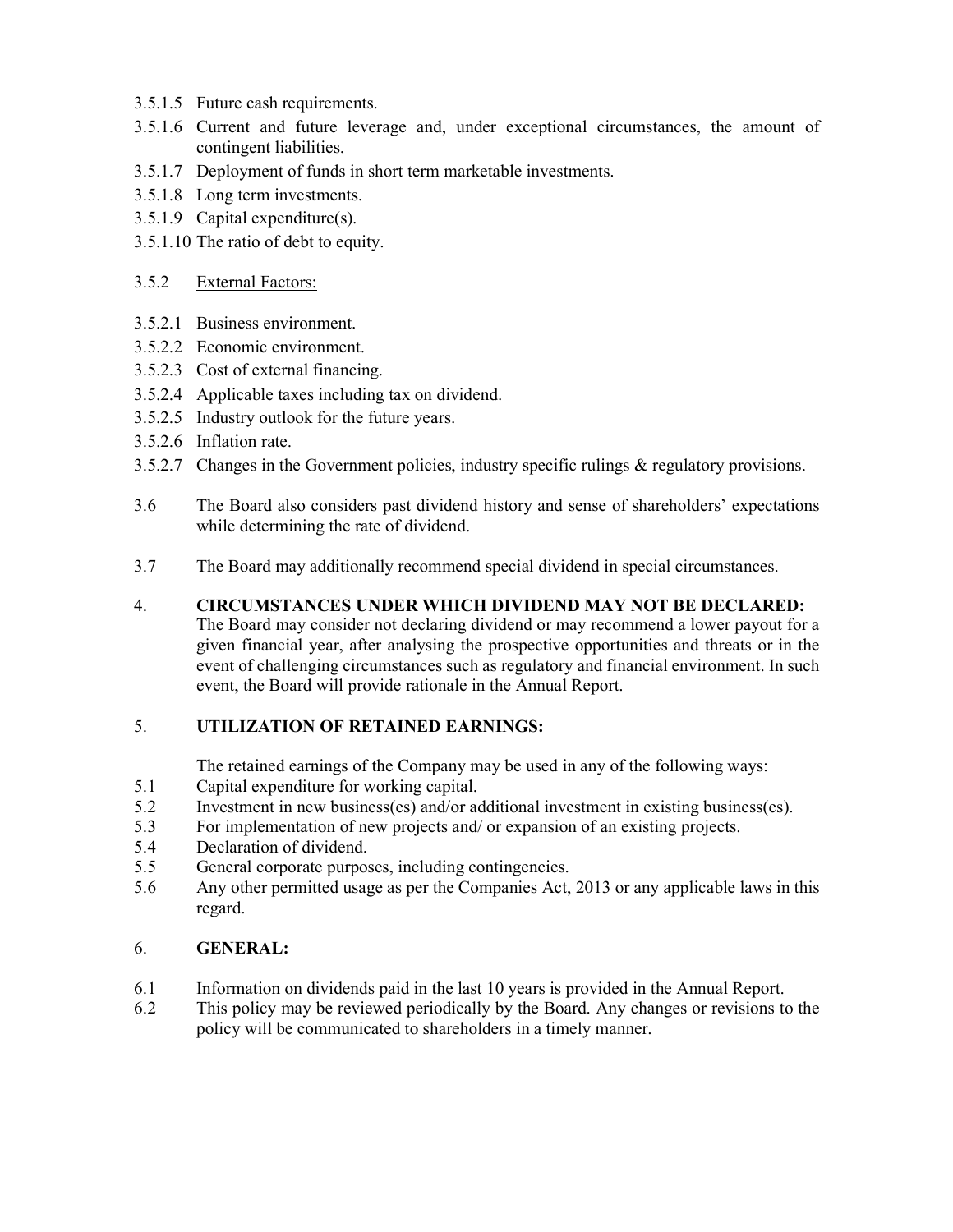3.5.1.5 Future cash requirements.

3.5.1.6 Current and future leverage and, under exceptional circumstances, the amount of contingent liabilities.

3.5.1.7 Deployment of funds in short term marketable investments.

3.5.1.8 Long term investments.

3.5.1.9 Capital expenditure(s).

3.5.1.10 The ratio of debt to equity.

3.5.2 External Factors:

3.5.2.1 Business environment.

3.5.2.2 Economic environment.

3.5.2.3 Cost of external financing.

3.5.2.4 Applicable taxes including tax on dividend.

3.5.2.5 Industry outlook for the future years.

3.5.2.6 Inflation rate.

3.5.2.7 Changes in the Government policies, industry specific rulings & regulatory provisions.

3.6 The Board also considers past dividend history and sense of shareholders' expectations while determining the rate of dividend.

3.7 The Board may additionally recommend special dividend in special circumstances.

## 4. CIRCUMSTANCES UNDER WHICH DIVIDEND MAY NOT BE DECLARED:

The Board may consider not declaring dividend or may recommend a lower payout for a given financial year, after analysing the prospective opportunities and threats or in the event of challenging circumstances such as regulatory and financial environment. In such event, the Board will provide rationale in the Annual Report.

## 5. UTILIZATION OF RETAINED EARNINGS:

The retained earnings of the Company may be used in any of the following ways:

5.1 Capital expenditure for working capital.

5.2 Investment in new business(es) and/or additional investment in existing business(es).

5.3 For implementation of new projects and/ or expansion of an existing projects.

5.4 Declaration of dividend.

5.5 General corporate purposes, including contingencies.

5.6 Any other permitted usage as per the Companies Act, 2013 or any applicable laws in this regard.

## 6. GENERAL:

6.1 Information on dividends paid in the last 10 years is provided in the Annual Report.

6.2 This policy may be reviewed periodically by the Board. Any changes or revisions to the policy will be communicated to shareholders in a timely manner.